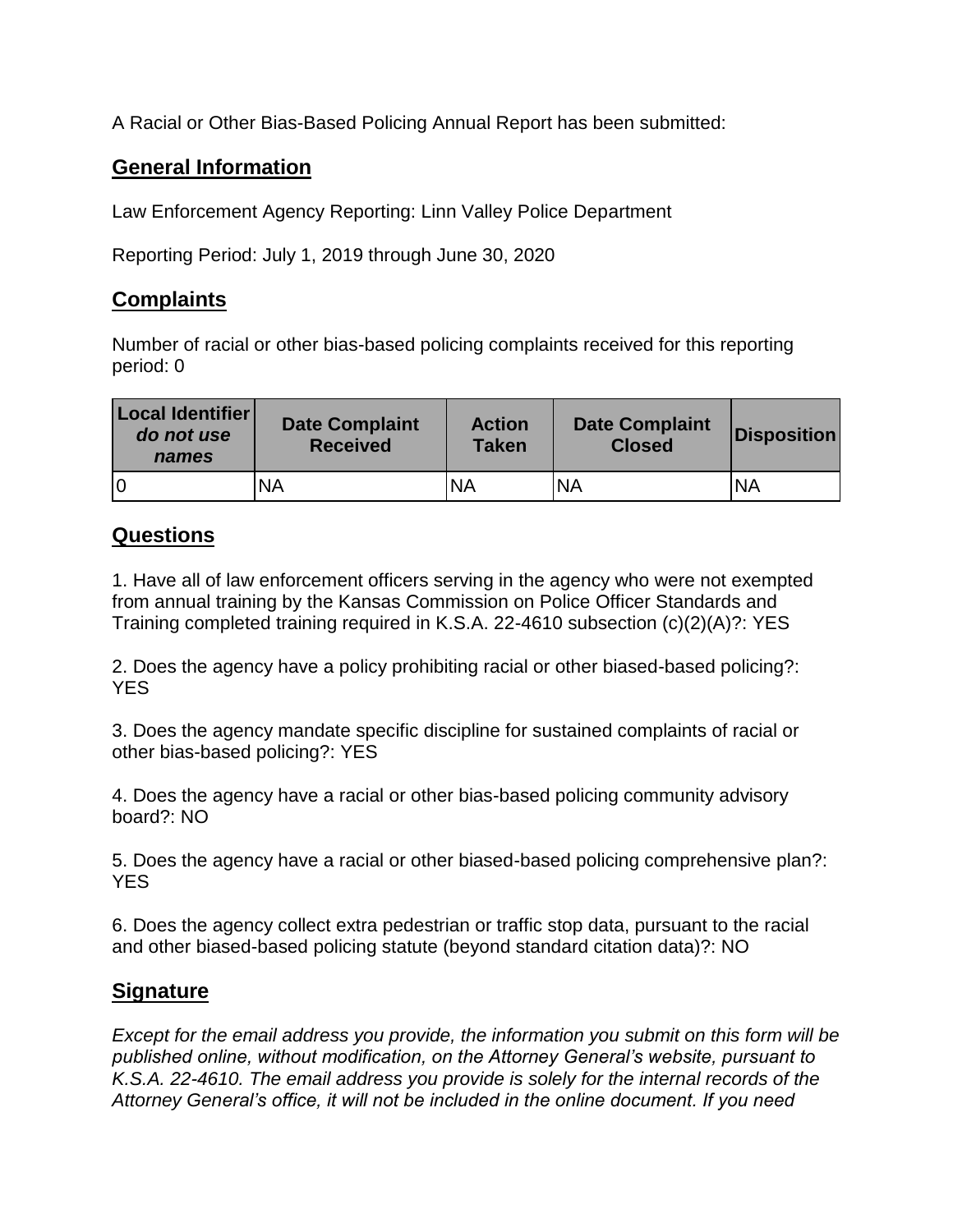A Racial or Other Bias-Based Policing Annual Report has been submitted:

## General Information

Law Enforcement Agency Reporting: Linn Valley Police Department

Reporting Period: July 1, 2019 through June 30, 2020

## Complaints

Number of racial or other bias-based policing complaints received for this reporting period: 0

| Local Identifier *do not use names* | Date Complaint Received | Action Taken | Date Complaint Closed | Disposition |
|---|---|---|---|---|
| 0 | NA | NA | NA | NA |

## Questions

1. Have all of law enforcement officers serving in the agency who were not exempted from annual training by the Kansas Commission on Police Officer Standards and Training completed training required in K.S.A. 22-4610 subsection (c)(2)(A)?: YES

2. Does the agency have a policy prohibiting racial or other biased-based policing?: YES

3. Does the agency mandate specific discipline for sustained complaints of racial or other bias-based policing?: YES

4. Does the agency have a racial or other bias-based policing community advisory board?: NO

5. Does the agency have a racial or other biased-based policing comprehensive plan?: YES

6. Does the agency collect extra pedestrian or traffic stop data, pursuant to the racial and other biased-based policing statute (beyond standard citation data)?: NO

## Signature

*Except for the email address you provide, the information you submit on this form will be published online, without modification, on the Attorney General's website, pursuant to K.S.A. 22-4610. The email address you provide is solely for the internal records of the Attorney General's office, it will not be included in the online document. If you need*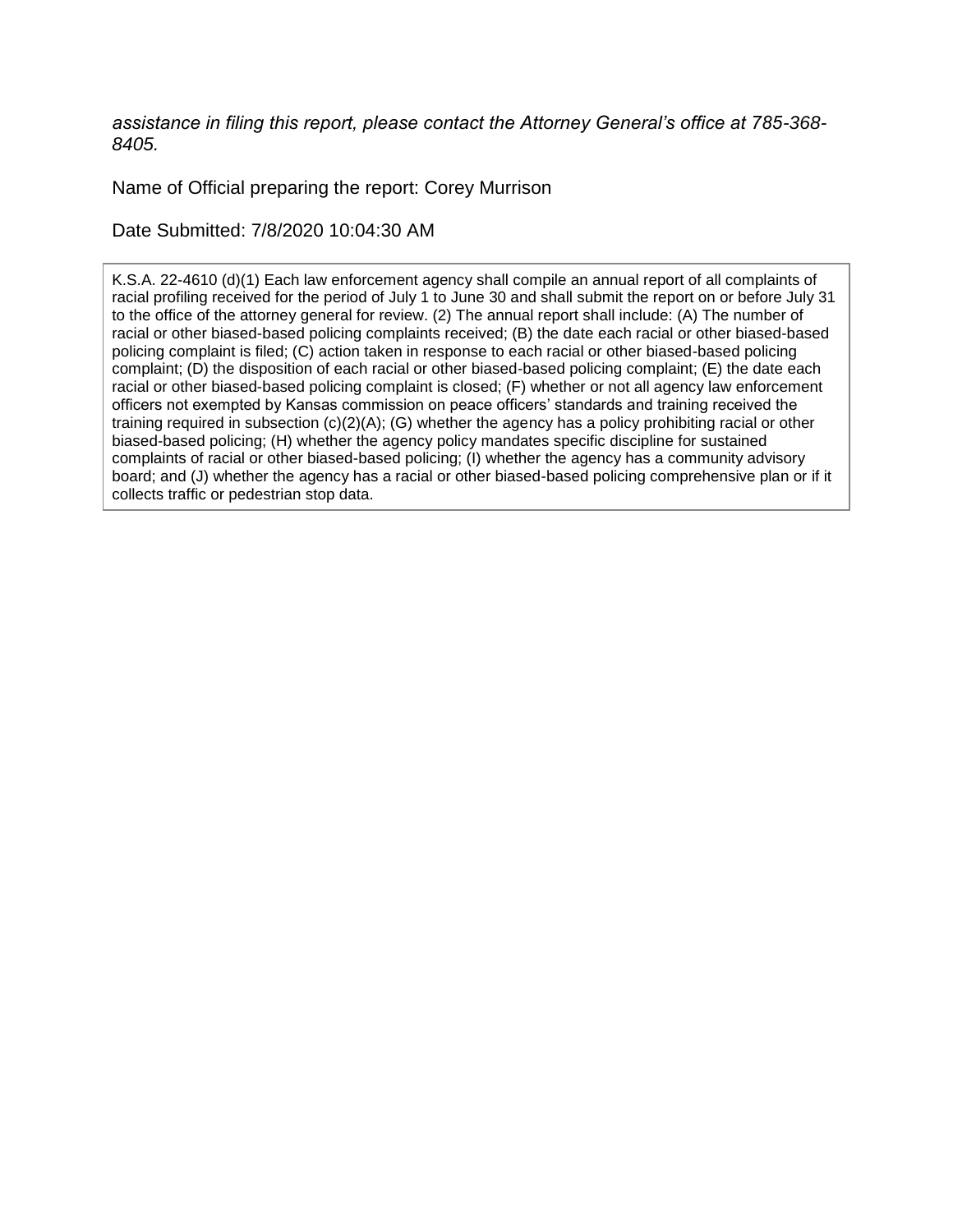*assistance in filing this report, please contact the Attorney General's office at 785-368-8405.*

Name of Official preparing the report: Corey Murrison

Date Submitted: 7/8/2020 10:04:30 AM

K.S.A. 22-4610 (d)(1) Each law enforcement agency shall compile an annual report of all complaints of racial profiling received for the period of July 1 to June 30 and shall submit the report on or before July 31 to the office of the attorney general for review. (2) The annual report shall include: (A) The number of racial or other biased-based policing complaints received; (B) the date each racial or other biased-based policing complaint is filed; (C) action taken in response to each racial or other biased-based policing complaint; (D) the disposition of each racial or other biased-based policing complaint; (E) the date each racial or other biased-based policing complaint is closed; (F) whether or not all agency law enforcement officers not exempted by Kansas commission on peace officers' standards and training received the training required in subsection (c)(2)(A); (G) whether the agency has a policy prohibiting racial or other biased-based policing; (H) whether the agency policy mandates specific discipline for sustained complaints of racial or other biased-based policing; (I) whether the agency has a community advisory board; and (J) whether the agency has a racial or other biased-based policing comprehensive plan or if it collects traffic or pedestrian stop data.